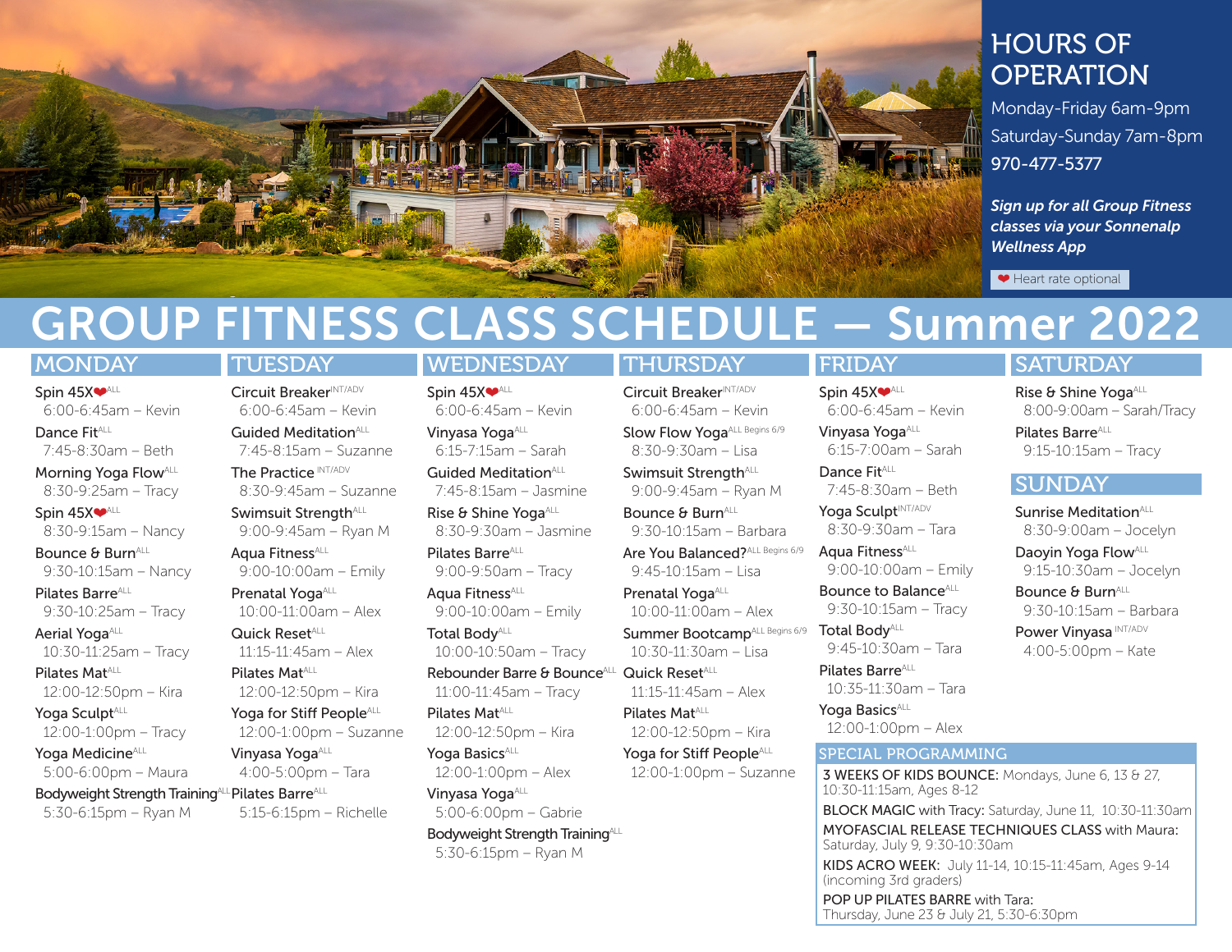## HOURS OF OPERATION

Monday-Friday 6am-9pm
Saturday-Sunday 7am-8pm
970-477-5377

***Sign up for all Group Fitness classes via your Sonnenalp Wellness App***

❤ Heart rate optional

# GROUP FITNESS CLASS SCHEDULE — Summer 2022

## MONDAY

- Spin 45X❤ ALL
  6:00-6:45am – Kevin
- Dance Fit ALL
  7:45-8:30am – Beth
- Morning Yoga Flow ALL
  8:30-9:25am – Tracy
- Spin 45X❤ ALL
  8:30-9:15am – Nancy
- Bounce & Burn ALL
  9:30-10:15am – Nancy
- Pilates Barre ALL
  9:30-10:25am – Tracy
- Aerial Yoga ALL
  10:30-11:25am – Tracy
- Pilates Mat ALL
  12:00-12:50pm – Kira
- Yoga Sculpt ALL
  12:00-1:00pm – Tracy
- Yoga Medicine ALL
  5:00-6:00pm – Maura
- Bodyweight Strength Training ALL
  5:30-6:15pm – Ryan M

## TUESDAY

- Circuit Breaker INT/ADV
  6:00-6:45am – Kevin
- Guided Meditation ALL
  7:45-8:15am – Suzanne
- The Practice INT/ADV
  8:30-9:45am – Suzanne
- Swimsuit Strength ALL
  9:00-9:45am – Ryan M
- Aqua Fitness ALL
  9:00-10:00am – Emily
- Prenatal Yoga ALL
  10:00-11:00am – Alex
- Quick Reset ALL
  11:15-11:45am – Alex
- Pilates Mat ALL
  12:00-12:50pm – Kira
- Yoga for Stiff People ALL
  12:00-1:00pm – Suzanne
- Vinyasa Yoga ALL
  4:00-5:00pm – Tara
- Pilates Barre ALL
  5:15-6:15pm – Richelle

## WEDNESDAY

- Spin 45X❤ ALL
  6:00-6:45am – Kevin
- Vinyasa Yoga ALL
  6:15-7:15am – Sarah
- Guided Meditation ALL
  7:45-8:15am – Jasmine
- Rise & Shine Yoga ALL
  8:30-9:30am – Jasmine
- Pilates Barre ALL
  9:00-9:50am – Tracy
- Aqua Fitness ALL
  9:00-10:00am – Emily
- Total Body ALL
  10:00-10:50am – Tracy
- Rebounder Barre & Bounce ALL
  11:00-11:45am – Tracy
- Pilates Mat ALL
  12:00-12:50pm – Kira
- Yoga Basics ALL
  12:00-1:00pm – Alex
- Vinyasa Yoga ALL
  5:00-6:00pm – Gabrie
- Bodyweight Strength Training ALL
  5:30-6:15pm – Ryan M

## THURSDAY

- Circuit Breaker INT/ADV
  6:00-6:45am – Kevin
- Slow Flow Yoga ALL Begins 6/9
  8:30-9:30am – Lisa
- Swimsuit Strength ALL
  9:00-9:45am – Ryan M
- Bounce & Burn ALL
  9:30-10:15am – Barbara
- Are You Balanced? ALL Begins 6/9
  9:45-10:15am – Lisa
- Prenatal Yoga ALL
  10:00-11:00am – Alex
- Summer Bootcamp ALL Begins 6/9
  10:30-11:30am – Lisa
- Quick Reset ALL
  11:15-11:45am – Alex
- Pilates Mat ALL
  12:00-12:50pm – Kira
- Yoga for Stiff People ALL
  12:00-1:00pm – Suzanne

## FRIDAY

- Spin 45X❤ ALL
  6:00-6:45am – Kevin
- Vinyasa Yoga ALL
  6:15-7:00am – Sarah
- Dance Fit ALL
  7:45-8:30am – Beth
- Yoga Sculpt INT/ADV
  8:30-9:30am – Tara
- Aqua Fitness ALL
  9:00-10:00am – Emily
- Bounce to Balance ALL
  9:30-10:15am – Tracy
- Total Body ALL
  9:45-10:30am – Tara
- Pilates Barre ALL
  10:35-11:30am – Tara
- Yoga Basics ALL
  12:00-1:00pm – Alex

## SATURDAY

- Rise & Shine Yoga ALL
  8:00-9:00am – Sarah/Tracy
- Pilates Barre ALL
  9:15-10:15am – Tracy

## SUNDAY

- Sunrise Meditation ALL
  8:30-9:00am – Jocelyn
- Daoyin Yoga Flow ALL
  9:15-10:30am – Jocelyn
- Bounce & Burn ALL
  9:30-10:15am – Barbara
- Power Vinyasa INT/ADV
  4:00-5:00pm – Kate

## SPECIAL PROGRAMMING

3 WEEKS OF KIDS BOUNCE: Mondays, June 6, 13 & 27, 10:30-11:15am, Ages 8-12

BLOCK MAGIC with Tracy: Saturday, June 11, 10:30-11:30am

MYOFASCIAL RELEASE TECHNIQUES CLASS with Maura: Saturday, July 9, 9:30-10:30am

KIDS ACRO WEEK: July 11-14, 10:15-11:45am, Ages 9-14 (incoming 3rd graders)

POP UP PILATES BARRE with Tara: Thursday, June 23 & July 21, 5:30-6:30pm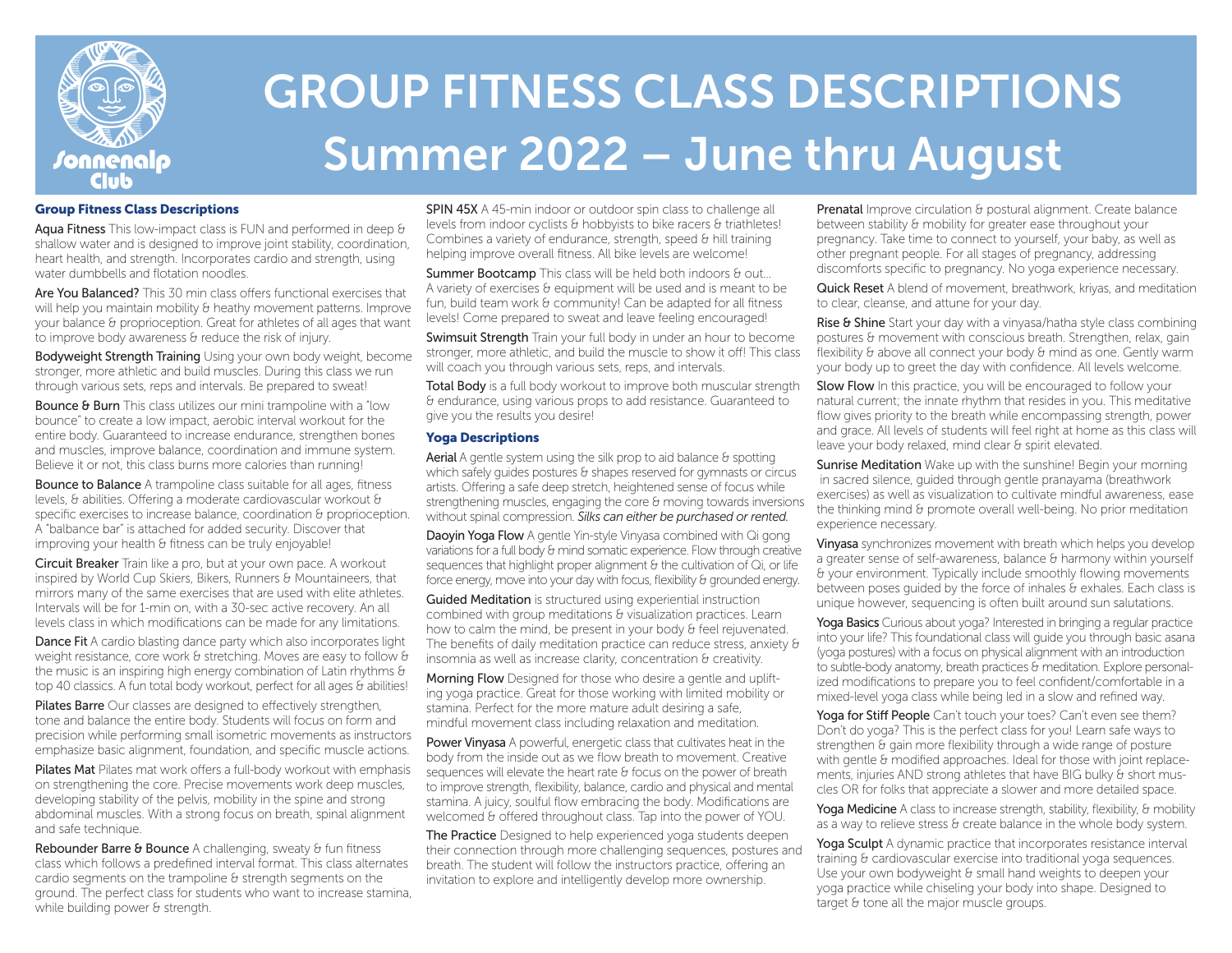# GROUP FITNESS CLASS DESCRIPTIONS
# Summer 2022 – June thru August

Sonnenalp Club

### Group Fitness Class Descriptions

**Aqua Fitness** This low-impact class is FUN and performed in deep & shallow water and is designed to improve joint stability, coordination, heart health, and strength. Incorporates cardio and strength, using water dumbbells and flotation noodles.

**Are You Balanced?** This 30 min class offers functional exercises that will help you maintain mobility & heathy movement patterns. Improve your balance & proprioception. Great for athletes of all ages that want to improve body awareness & reduce the risk of injury.

**Bodyweight Strength Training** Using your own body weight, become stronger, more athletic and build muscles. During this class we run through various sets, reps and intervals. Be prepared to sweat!

**Bounce & Burn** This class utilizes our mini trampoline with a "low bounce" to create a low impact, aerobic interval workout for the entire body. Guaranteed to increase endurance, strengthen bones and muscles, improve balance, coordination and immune system. Believe it or not, this class burns more calories than running!

**Bounce to Balance** A trampoline class suitable for all ages, fitness levels, & abilities. Offering a moderate cardiovascular workout & specific exercises to increase balance, coordination & proprioception. A "balbance bar" is attached for added security. Discover that improving your health & fitness can be truly enjoyable!

**Circuit Breaker** Train like a pro, but at your own pace. A workout inspired by World Cup Skiers, Bikers, Runners & Mountaineers, that mirrors many of the same exercises that are used with elite athletes. Intervals will be for 1-min on, with a 30-sec active recovery. An all levels class in which modifications can be made for any limitations.

**Dance Fit** A cardio blasting dance party which also incorporates light weight resistance, core work & stretching. Moves are easy to follow & the music is an inspiring high energy combination of Latin rhythms & top 40 classics. A fun total body workout, perfect for all ages & abilities!

**Pilates Barre** Our classes are designed to effectively strengthen, tone and balance the entire body. Students will focus on form and precision while performing small isometric movements as instructors emphasize basic alignment, foundation, and specific muscle actions.

**Pilates Mat** Pilates mat work offers a full-body workout with emphasis on strengthening the core. Precise movements work deep muscles, developing stability of the pelvis, mobility in the spine and strong abdominal muscles. With a strong focus on breath, spinal alignment and safe technique.

**Rebounder Barre & Bounce** A challenging, sweaty & fun fitness class which follows a predefined interval format. This class alternates cardio segments on the trampoline & strength segments on the ground. The perfect class for students who want to increase stamina, while building power & strength.

**SPIN 45X** A 45-min indoor or outdoor spin class to challenge all levels from indoor cyclists & hobbyists to bike racers & triathletes! Combines a variety of endurance, strength, speed & hill training helping improve overall fitness. All bike levels are welcome!

**Summer Bootcamp** This class will be held both indoors & out... A variety of exercises & equipment will be used and is meant to be fun, build team work & community! Can be adapted for all fitness levels! Come prepared to sweat and leave feeling encouraged!

**Swimsuit Strength** Train your full body in under an hour to become stronger, more athletic, and build the muscle to show it off! This class will coach you through various sets, reps, and intervals.

**Total Body** is a full body workout to improve both muscular strength & endurance, using various props to add resistance. Guaranteed to give you the results you desire!

### Yoga Descriptions

**Aerial** A gentle system using the silk prop to aid balance & spotting which safely guides postures & shapes reserved for gymnasts or circus artists. Offering a safe deep stretch, heightened sense of focus while strengthening muscles, engaging the core & moving towards inversions without spinal compression. *Silks can either be purchased or rented.*

**Daoyin Yoga Flow** A gentle Yin-style Vinyasa combined with Qi gong variations for a full body & mind somatic experience. Flow through creative sequences that highlight proper alignment & the cultivation of Qi, or life force energy, move into your day with focus, flexibility & grounded energy.

**Guided Meditation** is structured using experiential instruction combined with group meditations & visualization practices. Learn how to calm the mind, be present in your body & feel rejuvenated. The benefits of daily meditation practice can reduce stress, anxiety & insomnia as well as increase clarity, concentration & creativity.

**Morning Flow** Designed for those who desire a gentle and uplifting yoga practice. Great for those working with limited mobility or stamina. Perfect for the more mature adult desiring a safe, mindful movement class including relaxation and meditation.

**Power Vinyasa** A powerful, energetic class that cultivates heat in the body from the inside out as we flow breath to movement. Creative sequences will elevate the heart rate & focus on the power of breath to improve strength, flexibility, balance, cardio and physical and mental stamina. A juicy, soulful flow embracing the body. Modifications are welcomed & offered throughout class. Tap into the power of YOU.

**The Practice** Designed to help experienced yoga students deepen their connection through more challenging sequences, postures and breath. The student will follow the instructors practice, offering an invitation to explore and intelligently develop more ownership.

**Prenatal** Improve circulation & postural alignment. Create balance between stability & mobility for greater ease throughout your pregnancy. Take time to connect to yourself, your baby, as well as other pregnant people. For all stages of pregnancy, addressing discomforts specific to pregnancy. No yoga experience necessary.

**Quick Reset** A blend of movement, breathwork, kriyas, and meditation to clear, cleanse, and attune for your day.

**Rise & Shine** Start your day with a vinyasa/hatha style class combining postures & movement with conscious breath. Strengthen, relax, gain flexibility & above all connect your body & mind as one. Gently warm your body up to greet the day with confidence. All levels welcome.

**Slow Flow** In this practice, you will be encouraged to follow your natural current; the innate rhythm that resides in you. This meditative flow gives priority to the breath while encompassing strength, power and grace. All levels of students will feel right at home as this class will leave your body relaxed, mind clear & spirit elevated.

**Sunrise Meditation** Wake up with the sunshine! Begin your morning in sacred silence, guided through gentle pranayama (breathwork exercises) as well as visualization to cultivate mindful awareness, ease the thinking mind & promote overall well-being. No prior meditation experience necessary.

**Vinyasa** synchronizes movement with breath which helps you develop a greater sense of self-awareness, balance & harmony within yourself & your environment. Typically include smoothly flowing movements between poses guided by the force of inhales & exhales. Each class is unique however, sequencing is often built around sun salutations.

**Yoga Basics** Curious about yoga? Interested in bringing a regular practice into your life? This foundational class will guide you through basic asana (yoga postures) with a focus on physical alignment with an introduction to subtle-body anatomy, breath practices & meditation. Explore personalized modifications to prepare you to feel confident/comfortable in a mixed-level yoga class while being led in a slow and refined way.

**Yoga for Stiff People** Can't touch your toes? Can't even see them? Don't do yoga? This is the perfect class for you! Learn safe ways to strengthen & gain more flexibility through a wide range of posture with gentle & modified approaches. Ideal for those with joint replacements, injuries AND strong athletes that have BIG bulky & short muscles OR for folks that appreciate a slower and more detailed space.

**Yoga Medicine** A class to increase strength, stability, flexibility, & mobility as a way to relieve stress & create balance in the whole body system.

**Yoga Sculpt** A dynamic practice that incorporates resistance interval training & cardiovascular exercise into traditional yoga sequences. Use your own bodyweight & small hand weights to deepen your yoga practice while chiseling your body into shape. Designed to target & tone all the major muscle groups.